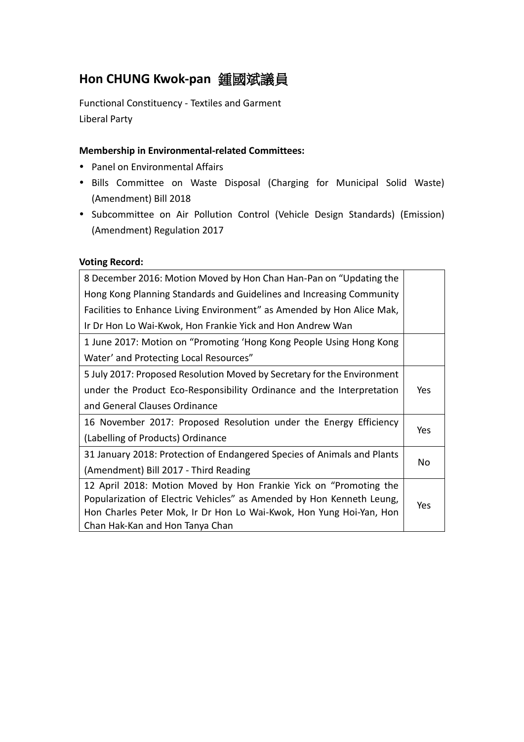## Hon CHUNG Kwok-pan 鍾國斌議員

Functional Constituency - Textiles and Garment
Liberal Party

**Membership in Environmental-related Committees:**

- Panel on Environmental Affairs
- Bills Committee on Waste Disposal (Charging for Municipal Solid Waste) (Amendment) Bill 2018
- Subcommittee on Air Pollution Control (Vehicle Design Standards) (Emission) (Amendment) Regulation 2017

**Voting Record:**

| | |
|---|---|
| 8 December 2016: Motion Moved by Hon Chan Han-Pan on "Updating the Hong Kong Planning Standards and Guidelines and Increasing Community Facilities to Enhance Living Environment" as Amended by Hon Alice Mak, Ir Dr Hon Lo Wai-Kwok, Hon Frankie Yick and Hon Andrew Wan | |
| 1 June 2017: Motion on "Promoting 'Hong Kong People Using Hong Kong Water' and Protecting Local Resources" | |
| 5 July 2017: Proposed Resolution Moved by Secretary for the Environment under the Product Eco-Responsibility Ordinance and the Interpretation and General Clauses Ordinance | Yes |
| 16 November 2017: Proposed Resolution under the Energy Efficiency (Labelling of Products) Ordinance | Yes |
| 31 January 2018: Protection of Endangered Species of Animals and Plants (Amendment) Bill 2017 - Third Reading | No |
| 12 April 2018: Motion Moved by Hon Frankie Yick on "Promoting the Popularization of Electric Vehicles" as Amended by Hon Kenneth Leung, Hon Charles Peter Mok, Ir Dr Hon Lo Wai-Kwok, Hon Yung Hoi-Yan, Hon Chan Hak-Kan and Hon Tanya Chan | Yes |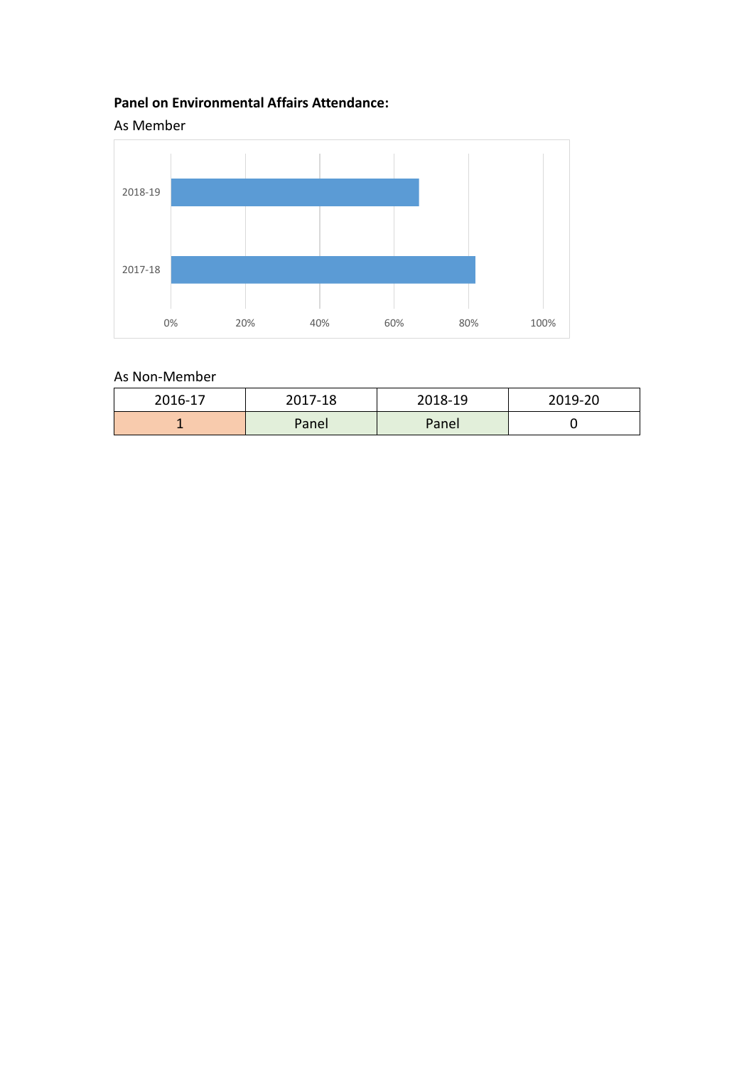**Panel on Environmental Affairs Attendance:**

As Member

2018-19
2017-18

0% 20% 40% 60% 80% 100%

As Non-Member

| 2016-17 | 2017-18 | 2018-19 | 2019-20 |
|---|---|---|---|
| 1 | Panel | Panel | 0 |